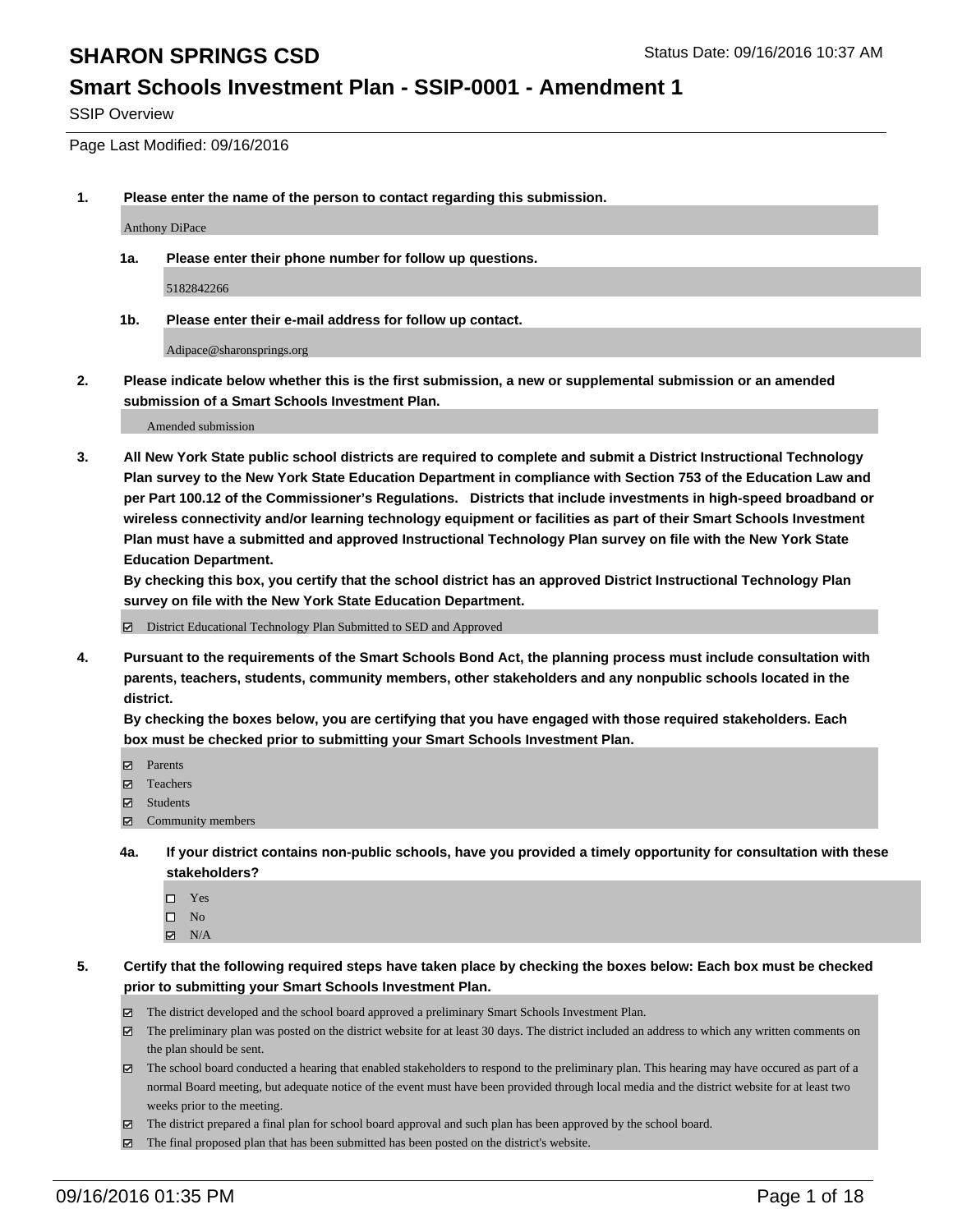# SHARON SPRINGS CSD

Status Date: 09/16/2016 10:37 AM

## Smart Schools Investment Plan - SSIP-0001 - Amendment 1

SSIP Overview

Page Last Modified: 09/16/2016

**1. Please enter the name of the person to contact regarding this submission.**

Anthony DiPace

**1a. Please enter their phone number for follow up questions.**

5182842266

**1b. Please enter their e-mail address for follow up contact.**

Adipace@sharonsprings.org

**2. Please indicate below whether this is the first submission, a new or supplemental submission or an amended submission of a Smart Schools Investment Plan.**

Amended submission

**3. All New York State public school districts are required to complete and submit a District Instructional Technology Plan survey to the New York State Education Department in compliance with Section 753 of the Education Law and per Part 100.12 of the Commissioner's Regulations. Districts that include investments in high-speed broadband or wireless connectivity and/or learning technology equipment or facilities as part of their Smart Schools Investment Plan must have a submitted and approved Instructional Technology Plan survey on file with the New York State Education Department.**

**By checking this box, you certify that the school district has an approved District Instructional Technology Plan survey on file with the New York State Education Department.**

- ☑ District Educational Technology Plan Submitted to SED and Approved

**4. Pursuant to the requirements of the Smart Schools Bond Act, the planning process must include consultation with parents, teachers, students, community members, other stakeholders and any nonpublic schools located in the district.**

**By checking the boxes below, you are certifying that you have engaged with those required stakeholders. Each box must be checked prior to submitting your Smart Schools Investment Plan.**

- ☑ Parents
- ☑ Teachers
- ☑ Students
- ☑ Community members

**4a. If your district contains non-public schools, have you provided a timely opportunity for consultation with these stakeholders?**

- ☐ Yes
- ☐ No
- ☑ N/A

**5. Certify that the following required steps have taken place by checking the boxes below: Each box must be checked prior to submitting your Smart Schools Investment Plan.**

- ☑ The district developed and the school board approved a preliminary Smart Schools Investment Plan.
- ☑ The preliminary plan was posted on the district website for at least 30 days. The district included an address to which any written comments on the plan should be sent.
- ☑ The school board conducted a hearing that enabled stakeholders to respond to the preliminary plan. This hearing may have occured as part of a normal Board meeting, but adequate notice of the event must have been provided through local media and the district website for at least two weeks prior to the meeting.
- ☑ The district prepared a final plan for school board approval and such plan has been approved by the school board.
- ☑ The final proposed plan that has been submitted has been posted on the district's website.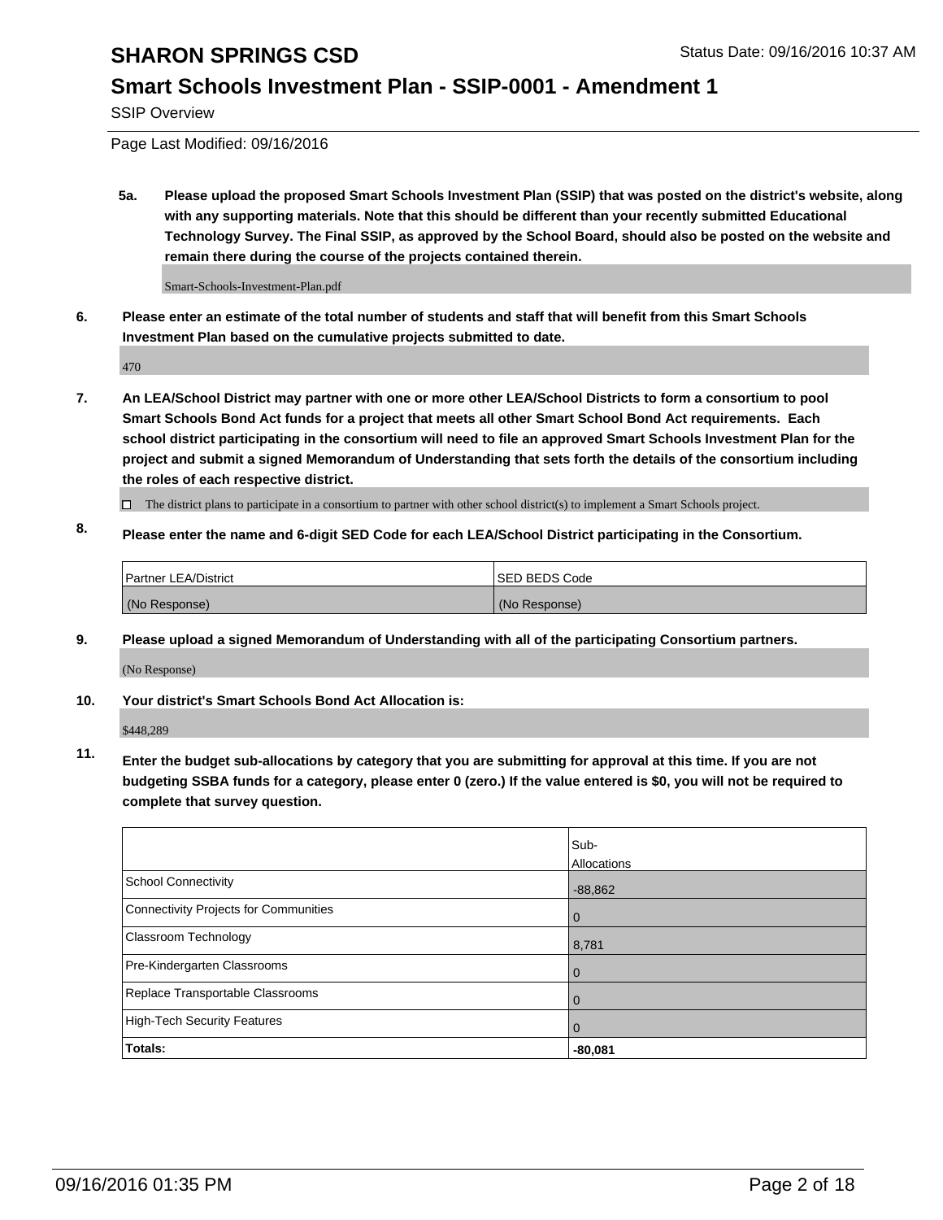# SHARON SPRINGS CSD

Status Date: 09/16/2016 10:37 AM

## Smart Schools Investment Plan - SSIP-0001 - Amendment 1

SSIP Overview

Page Last Modified: 09/16/2016

**5a. Please upload the proposed Smart Schools Investment Plan (SSIP) that was posted on the district's website, along with any supporting materials. Note that this should be different than your recently submitted Educational Technology Survey. The Final SSIP, as approved by the School Board, should also be posted on the website and remain there during the course of the projects contained therein.**

Smart-Schools-Investment-Plan.pdf

**6. Please enter an estimate of the total number of students and staff that will benefit from this Smart Schools Investment Plan based on the cumulative projects submitted to date.**

470

**7. An LEA/School District may partner with one or more other LEA/School Districts to form a consortium to pool Smart Schools Bond Act funds for a project that meets all other Smart School Bond Act requirements. Each school district participating in the consortium will need to file an approved Smart Schools Investment Plan for the project and submit a signed Memorandum of Understanding that sets forth the details of the consortium including the roles of each respective district.**

☐ The district plans to participate in a consortium to partner with other school district(s) to implement a Smart Schools project.

**8. Please enter the name and 6-digit SED Code for each LEA/School District participating in the Consortium.**

| Partner LEA/District | SED BEDS Code |
| --- | --- |
| (No Response) | (No Response) |

**9. Please upload a signed Memorandum of Understanding with all of the participating Consortium partners.**

(No Response)

**10. Your district's Smart Schools Bond Act Allocation is:**

$448,289

**11. Enter the budget sub-allocations by category that you are submitting for approval at this time. If you are not budgeting SSBA funds for a category, please enter 0 (zero.) If the value entered is $0, you will not be required to complete that survey question.**

| | Sub-Allocations |
| --- | --- |
| School Connectivity | -88,862 |
| Connectivity Projects for Communities | 0 |
| Classroom Technology | 8,781 |
| Pre-Kindergarten Classrooms | 0 |
| Replace Transportable Classrooms | 0 |
| High-Tech Security Features | 0 |
| **Totals:** | **-80,081** |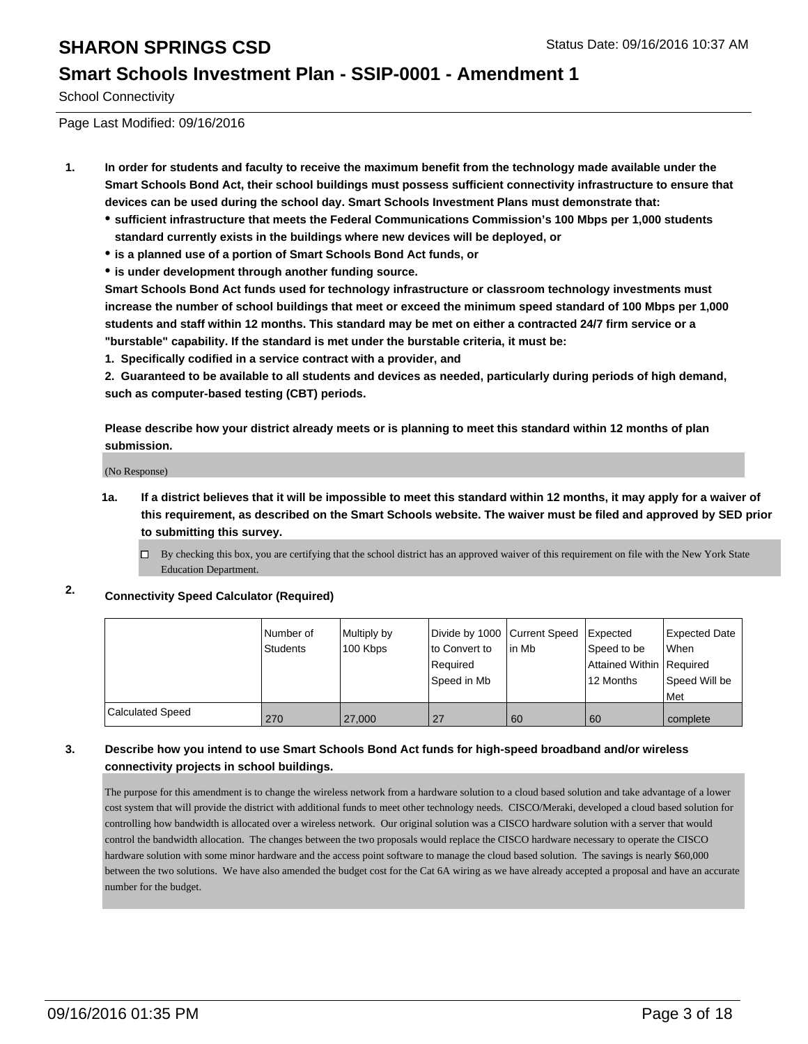# SHARON SPRINGS CSD

Status Date: 09/16/2016 10:37 AM

## Smart Schools Investment Plan - SSIP-0001 - Amendment 1

School Connectivity

Page Last Modified: 09/16/2016

**1. In order for students and faculty to receive the maximum benefit from the technology made available under the Smart Schools Bond Act, their school buildings must possess sufficient connectivity infrastructure to ensure that devices can be used during the school day. Smart Schools Investment Plans must demonstrate that:**

- **sufficient infrastructure that meets the Federal Communications Commission's 100 Mbps per 1,000 students standard currently exists in the buildings where new devices will be deployed, or**
- **is a planned use of a portion of Smart Schools Bond Act funds, or**
- **is under development through another funding source.**

**Smart Schools Bond Act funds used for technology infrastructure or classroom technology investments must increase the number of school buildings that meet or exceed the minimum speed standard of 100 Mbps per 1,000 students and staff within 12 months. This standard may be met on either a contracted 24/7 firm service or a "burstable" capability. If the standard is met under the burstable criteria, it must be:**

**1. Specifically codified in a service contract with a provider, and**

**2. Guaranteed to be available to all students and devices as needed, particularly during periods of high demand, such as computer-based testing (CBT) periods.**

**Please describe how your district already meets or is planning to meet this standard within 12 months of plan submission.**

(No Response)

**1a. If a district believes that it will be impossible to meet this standard within 12 months, it may apply for a waiver of this requirement, as described on the Smart Schools website. The waiver must be filed and approved by SED prior to submitting this survey.**

☐ By checking this box, you are certifying that the school district has an approved waiver of this requirement on file with the New York State Education Department.

**2. Connectivity Speed Calculator (Required)**

| | Number of Students | Multiply by 100 Kbps | Divide by 1000 to Convert to Required Speed in Mb | Current Speed in Mb | Expected Speed to be Attained Within 12 Months | Expected Date When Required Speed Will be Met |
|---|---|---|---|---|---|---|
| Calculated Speed | 270 | 27,000 | 27 | 60 | 60 | complete |

**3. Describe how you intend to use Smart Schools Bond Act funds for high-speed broadband and/or wireless connectivity projects in school buildings.**

The purpose for this amendment is to change the wireless network from a hardware solution to a cloud based solution and take advantage of a lower cost system that will provide the district with additional funds to meet other technology needs. CISCO/Meraki, developed a cloud based solution for controlling how bandwidth is allocated over a wireless network. Our original solution was a CISCO hardware solution with a server that would control the bandwidth allocation. The changes between the two proposals would replace the CISCO hardware necessary to operate the CISCO hardware solution with some minor hardware and the access point software to manage the cloud based solution. The savings is nearly $60,000 between the two solutions. We have also amended the budget cost for the Cat 6A wiring as we have already accepted a proposal and have an accurate number for the budget.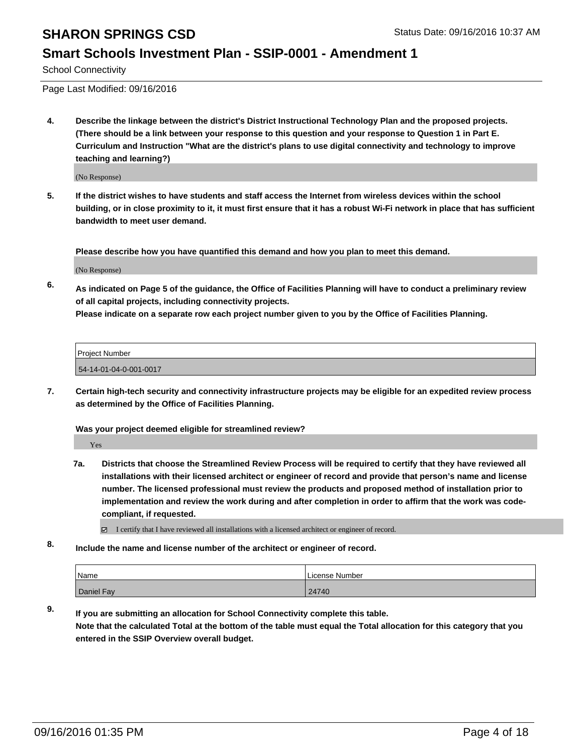School Connectivity

Page Last Modified: 09/16/2016

**4. Describe the linkage between the district's District Instructional Technology Plan and the proposed projects. (There should be a link between your response to this question and your response to Question 1 in Part E. Curriculum and Instruction "What are the district's plans to use digital connectivity and technology to improve teaching and learning?)**

(No Response)

**5. If the district wishes to have students and staff access the Internet from wireless devices within the school building, or in close proximity to it, it must first ensure that it has a robust Wi-Fi network in place that has sufficient bandwidth to meet user demand.**

**Please describe how you have quantified this demand and how you plan to meet this demand.**

(No Response)

**6. As indicated on Page 5 of the guidance, the Office of Facilities Planning will have to conduct a preliminary review of all capital projects, including connectivity projects.**
**Please indicate on a separate row each project number given to you by the Office of Facilities Planning.**

| Project Number |
| --- |
| 54-14-01-04-0-001-0017 |

**7. Certain high-tech security and connectivity infrastructure projects may be eligible for an expedited review process as determined by the Office of Facilities Planning.**

**Was your project deemed eligible for streamlined review?**

Yes

**7a. Districts that choose the Streamlined Review Process will be required to certify that they have reviewed all installations with their licensed architect or engineer of record and provide that person's name and license number. The licensed professional must review the products and proposed method of installation prior to implementation and review the work during and after completion in order to affirm that the work was code-compliant, if requested.**

☑ I certify that I have reviewed all installations with a licensed architect or engineer of record.

**8. Include the name and license number of the architect or engineer of record.**

| Name | License Number |
| --- | --- |
| Daniel Fay | 24740 |

**9. If you are submitting an allocation for School Connectivity complete this table.**
**Note that the calculated Total at the bottom of the table must equal the Total allocation for this category that you entered in the SSIP Overview overall budget.**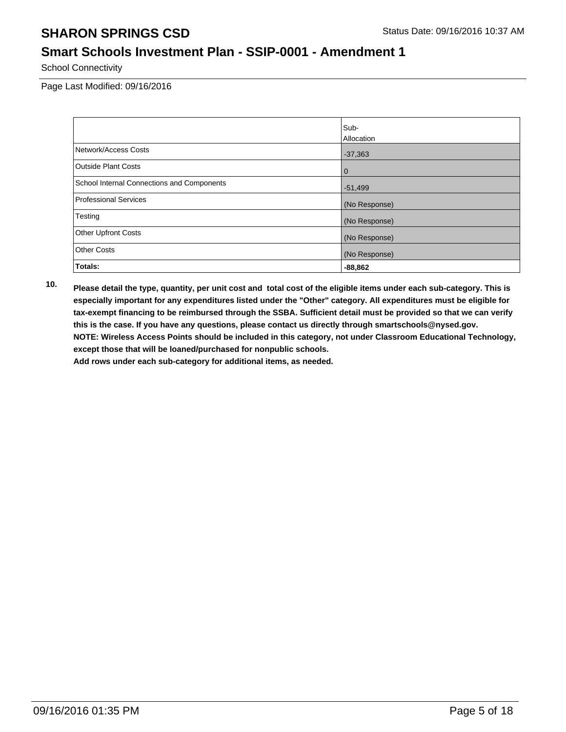School Connectivity

Page Last Modified: 09/16/2016

| | Sub-Allocation |
|---|---|
| Network/Access Costs | -37,363 |
| Outside Plant Costs | 0 |
| School Internal Connections and Components | -51,499 |
| Professional Services | (No Response) |
| Testing | (No Response) |
| Other Upfront Costs | (No Response) |
| Other Costs | (No Response) |
| **Totals:** | **-88,862** |

**10. Please detail the type, quantity, per unit cost and total cost of the eligible items under each sub-category. This is especially important for any expenditures listed under the "Other" category. All expenditures must be eligible for tax-exempt financing to be reimbursed through the SSBA. Sufficient detail must be provided so that we can verify this is the case. If you have any questions, please contact us directly through smartschools@nysed.gov.**
**NOTE: Wireless Access Points should be included in this category, not under Classroom Educational Technology, except those that will be loaned/purchased for nonpublic schools.**
**Add rows under each sub-category for additional items, as needed.**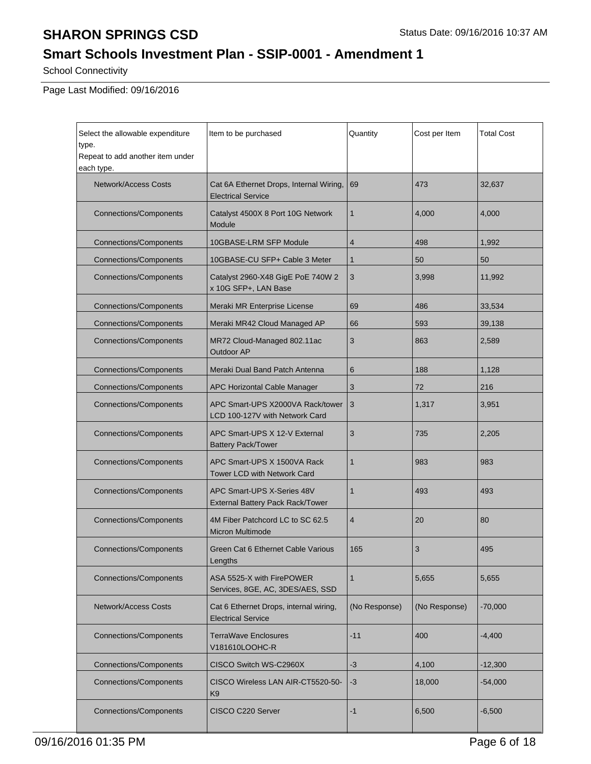# SHARON SPRINGS CSD

Status Date: 09/16/2016 10:37 AM

## Smart Schools Investment Plan - SSIP-0001 - Amendment 1

School Connectivity

Page Last Modified: 09/16/2016

| Select the allowable expenditure type. Repeat to add another item under each type. | Item to be purchased | Quantity | Cost per Item | Total Cost |
|---|---|---|---|---|
| Network/Access Costs | Cat 6A Ethernet Drops, Internal Wiring, Electrical Service | 69 | 473 | 32,637 |
| Connections/Components | Catalyst 4500X 8 Port 10G Network Module | 1 | 4,000 | 4,000 |
| Connections/Components | 10GBASE-LRM SFP Module | 4 | 498 | 1,992 |
| Connections/Components | 10GBASE-CU SFP+ Cable 3 Meter | 1 | 50 | 50 |
| Connections/Components | Catalyst 2960-X48 GigE PoE 740W 2 x 10G SFP+, LAN Base | 3 | 3,998 | 11,992 |
| Connections/Components | Meraki MR Enterprise License | 69 | 486 | 33,534 |
| Connections/Components | Meraki MR42 Cloud Managed AP | 66 | 593 | 39,138 |
| Connections/Components | MR72 Cloud-Managed 802.11ac Outdoor AP | 3 | 863 | 2,589 |
| Connections/Components | Meraki Dual Band Patch Antenna | 6 | 188 | 1,128 |
| Connections/Components | APC Horizontal Cable Manager | 3 | 72 | 216 |
| Connections/Components | APC Smart-UPS X2000VA Rack/tower LCD 100-127V with Network Card | 3 | 1,317 | 3,951 |
| Connections/Components | APC Smart-UPS X 12-V External Battery Pack/Tower | 3 | 735 | 2,205 |
| Connections/Components | APC Smart-UPS X 1500VA Rack Tower LCD with Network Card | 1 | 983 | 983 |
| Connections/Components | APC Smart-UPS X-Series 48V External Battery Pack Rack/Tower | 1 | 493 | 493 |
| Connections/Components | 4M Fiber Patchcord LC to SC 62.5 Micron Multimode | 4 | 20 | 80 |
| Connections/Components | Green Cat 6 Ethernet Cable Various Lengths | 165 | 3 | 495 |
| Connections/Components | ASA 5525-X with FirePOWER Services, 8GE, AC, 3DES/AES, SSD | 1 | 5,655 | 5,655 |
| Network/Access Costs | Cat 6 Ethernet Drops, internal wiring, Electrical Service | (No Response) | (No Response) | -70,000 |
| Connections/Components | TerraWave Enclosures V181610LOOHC-R | -11 | 400 | -4,400 |
| Connections/Components | CISCO Switch WS-C2960X | -3 | 4,100 | -12,300 |
| Connections/Components | CISCO Wireless LAN AIR-CT5520-50-K9 | -3 | 18,000 | -54,000 |
| Connections/Components | CISCO C220 Server | -1 | 6,500 | -6,500 |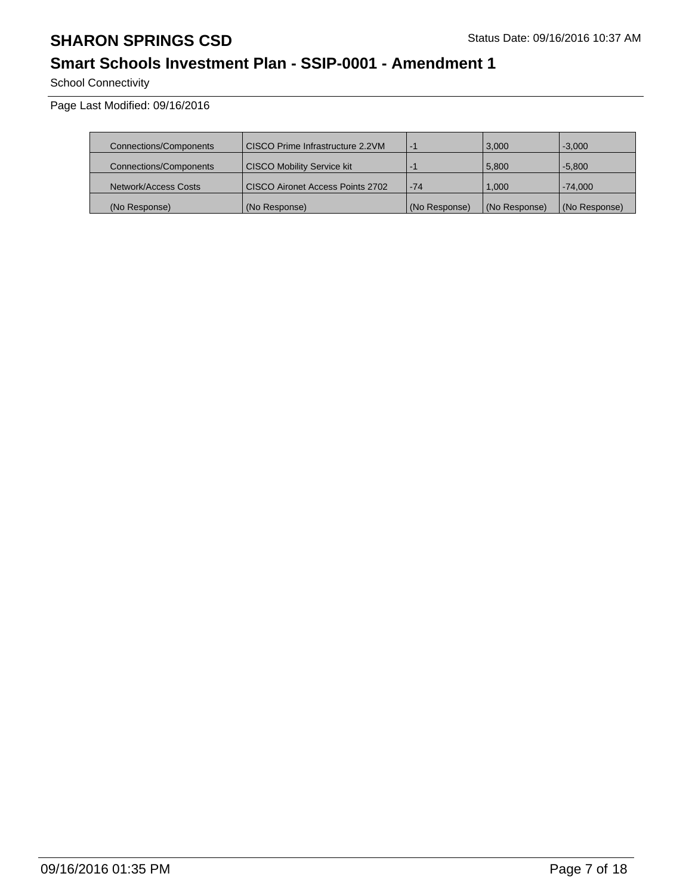# SHARON SPRINGS CSD

## Smart Schools Investment Plan - SSIP-0001 - Amendment 1

School Connectivity

Page Last Modified: 09/16/2016

| | | | | |
|---|---|---|---|---|
| Connections/Components | CISCO Prime Infrastructure 2.2VM | -1 | 3,000 | -3,000 |
| Connections/Components | CISCO Mobility Service kit | -1 | 5,800 | -5,800 |
| Network/Access Costs | CISCO Aironet Access Points 2702 | -74 | 1,000 | -74,000 |
| (No Response) | (No Response) | (No Response) | (No Response) | (No Response) |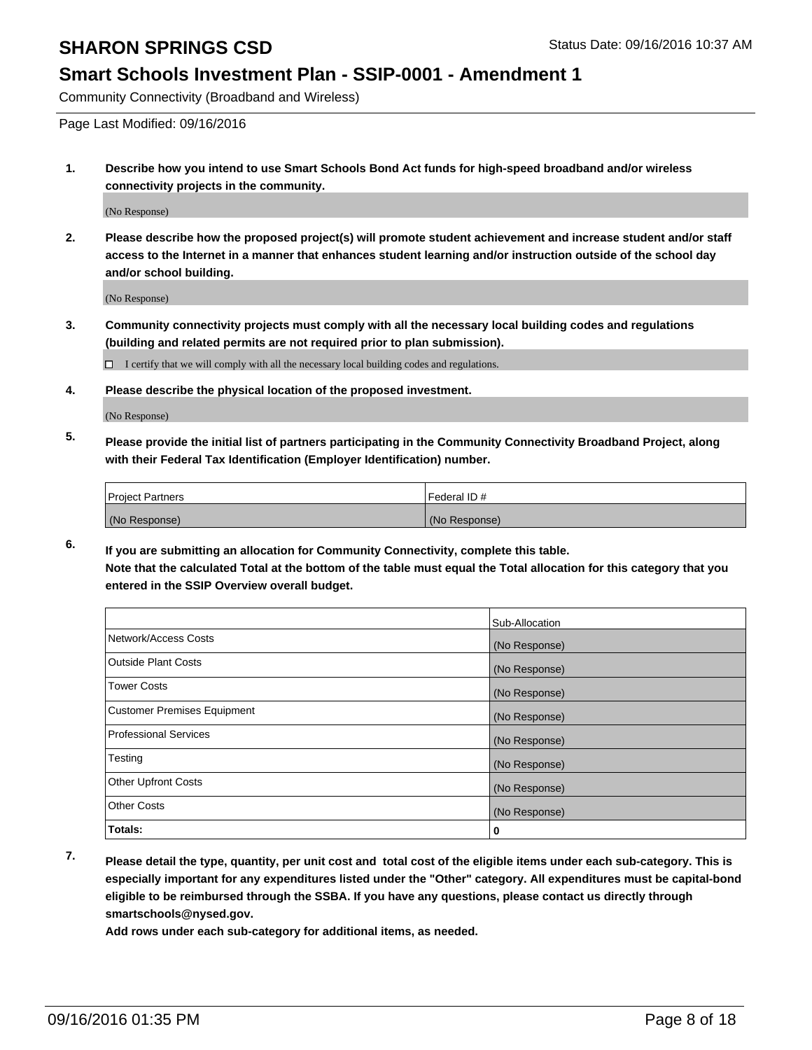# SHARON SPRINGS CSD

Status Date: 09/16/2016 10:37 AM

## Smart Schools Investment Plan - SSIP-0001 - Amendment 1

Community Connectivity (Broadband and Wireless)

Page Last Modified: 09/16/2016

1. **Describe how you intend to use Smart Schools Bond Act funds for high-speed broadband and/or wireless connectivity projects in the community.**

   (No Response)

2. **Please describe how the proposed project(s) will promote student achievement and increase student and/or staff access to the Internet in a manner that enhances student learning and/or instruction outside of the school day and/or school building.**

   (No Response)

3. **Community connectivity projects must comply with all the necessary local building codes and regulations (building and related permits are not required prior to plan submission).**

   ☐ I certify that we will comply with all the necessary local building codes and regulations.

4. **Please describe the physical location of the proposed investment.**

   (No Response)

5. **Please provide the initial list of partners participating in the Community Connectivity Broadband Project, along with their Federal Tax Identification (Employer Identification) number.**

| Project Partners | Federal ID # |
| --- | --- |
| (No Response) | (No Response) |

6. **If you are submitting an allocation for Community Connectivity, complete this table. Note that the calculated Total at the bottom of the table must equal the Total allocation for this category that you entered in the SSIP Overview overall budget.**

| | Sub-Allocation |
| --- | --- |
| Network/Access Costs | (No Response) |
| Outside Plant Costs | (No Response) |
| Tower Costs | (No Response) |
| Customer Premises Equipment | (No Response) |
| Professional Services | (No Response) |
| Testing | (No Response) |
| Other Upfront Costs | (No Response) |
| Other Costs | (No Response) |
| **Totals:** | **0** |

7. **Please detail the type, quantity, per unit cost and total cost of the eligible items under each sub-category. This is especially important for any expenditures listed under the "Other" category. All expenditures must be capital-bond eligible to be reimbursed through the SSBA. If you have any questions, please contact us directly through smartschools@nysed.gov.**

   **Add rows under each sub-category for additional items, as needed.**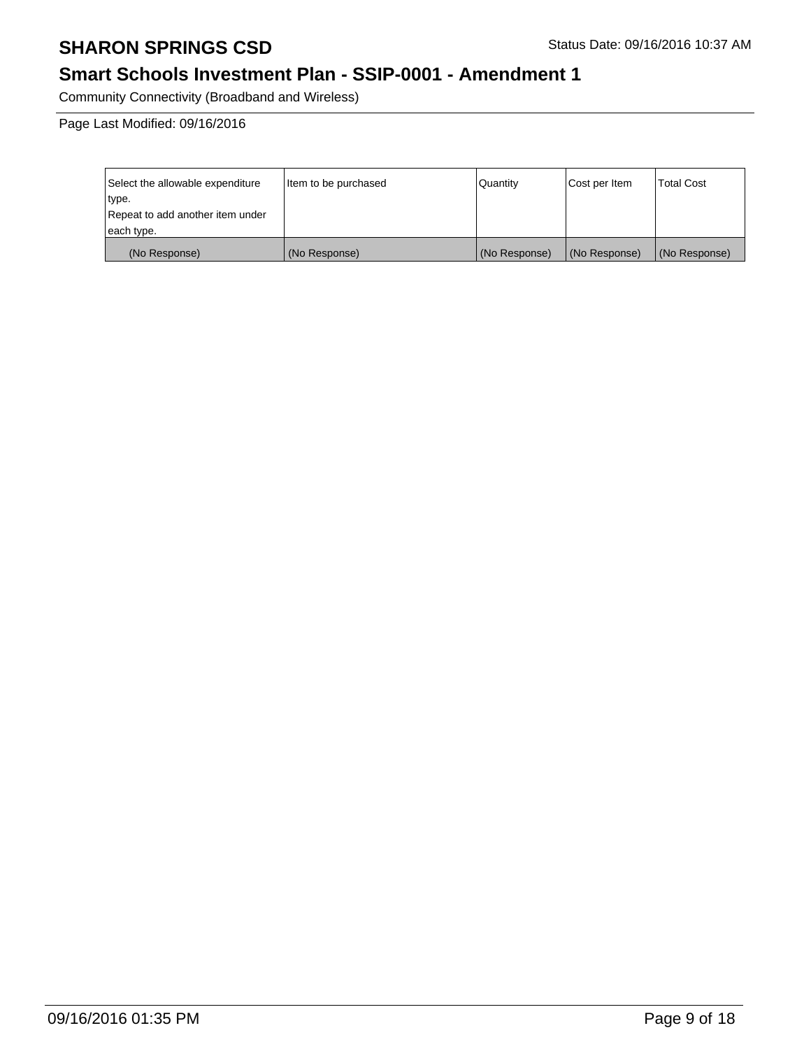Community Connectivity (Broadband and Wireless)

Page Last Modified: 09/16/2016

| Select the allowable expenditure type.<br>Repeat to add another item under each type. | Item to be purchased | Quantity | Cost per Item | Total Cost |
|---|---|---|---|---|
| (No Response) | (No Response) | (No Response) | (No Response) | (No Response) |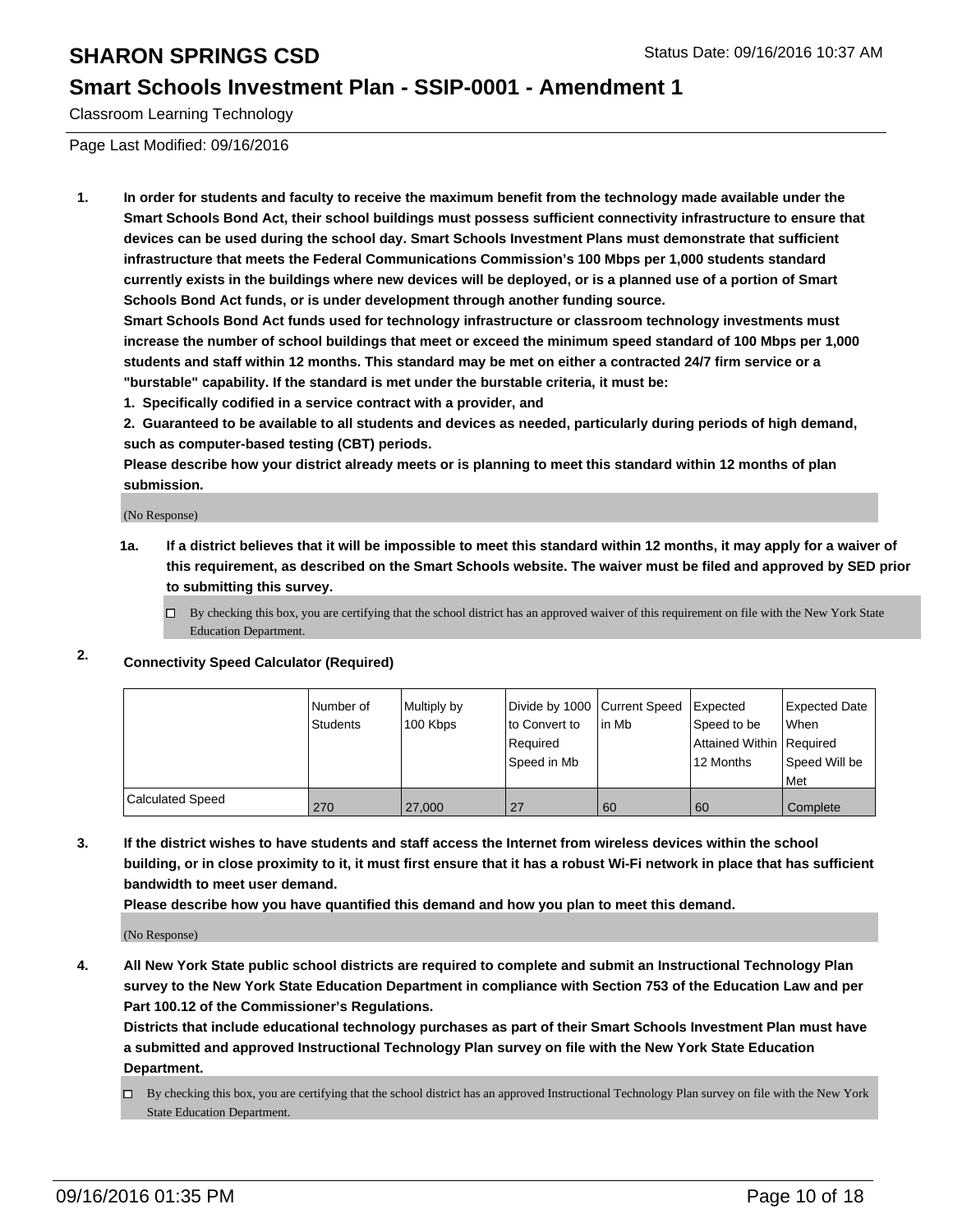# SHARON SPRINGS CSD

## Smart Schools Investment Plan - SSIP-0001 - Amendment 1

Classroom Learning Technology

Page Last Modified: 09/16/2016

Status Date: 09/16/2016 10:37 AM

**1. In order for students and faculty to receive the maximum benefit from the technology made available under the Smart Schools Bond Act, their school buildings must possess sufficient connectivity infrastructure to ensure that devices can be used during the school day. Smart Schools Investment Plans must demonstrate that sufficient infrastructure that meets the Federal Communications Commission's 100 Mbps per 1,000 students standard currently exists in the buildings where new devices will be deployed, or is a planned use of a portion of Smart Schools Bond Act funds, or is under development through another funding source.**

**Smart Schools Bond Act funds used for technology infrastructure or classroom technology investments must increase the number of school buildings that meet or exceed the minimum speed standard of 100 Mbps per 1,000 students and staff within 12 months. This standard may be met on either a contracted 24/7 firm service or a "burstable" capability. If the standard is met under the burstable criteria, it must be:**

**1. Specifically codified in a service contract with a provider, and**

**2. Guaranteed to be available to all students and devices as needed, particularly during periods of high demand, such as computer-based testing (CBT) periods.**

**Please describe how your district already meets or is planning to meet this standard within 12 months of plan submission.**

(No Response)

**1a. If a district believes that it will be impossible to meet this standard within 12 months, it may apply for a waiver of this requirement, as described on the Smart Schools website. The waiver must be filed and approved by SED prior to submitting this survey.**

☐ By checking this box, you are certifying that the school district has an approved waiver of this requirement on file with the New York State Education Department.

**2. Connectivity Speed Calculator (Required)**

| | Number of Students | Multiply by 100 Kbps | Divide by 1000 to Convert to Required Speed in Mb | Current Speed in Mb | Expected Speed to be Attained Within 12 Months | Expected Date When Required Speed Will be Met |
|---|---|---|---|---|---|---|
| Calculated Speed | 270 | 27,000 | 27 | 60 | 60 | Complete |

**3. If the district wishes to have students and staff access the Internet from wireless devices within the school building, or in close proximity to it, it must first ensure that it has a robust Wi-Fi network in place that has sufficient bandwidth to meet user demand.**

**Please describe how you have quantified this demand and how you plan to meet this demand.**

(No Response)

**4. All New York State public school districts are required to complete and submit an Instructional Technology Plan survey to the New York State Education Department in compliance with Section 753 of the Education Law and per Part 100.12 of the Commissioner's Regulations.**

**Districts that include educational technology purchases as part of their Smart Schools Investment Plan must have a submitted and approved Instructional Technology Plan survey on file with the New York State Education Department.**

☐ By checking this box, you are certifying that the school district has an approved Instructional Technology Plan survey on file with the New York State Education Department.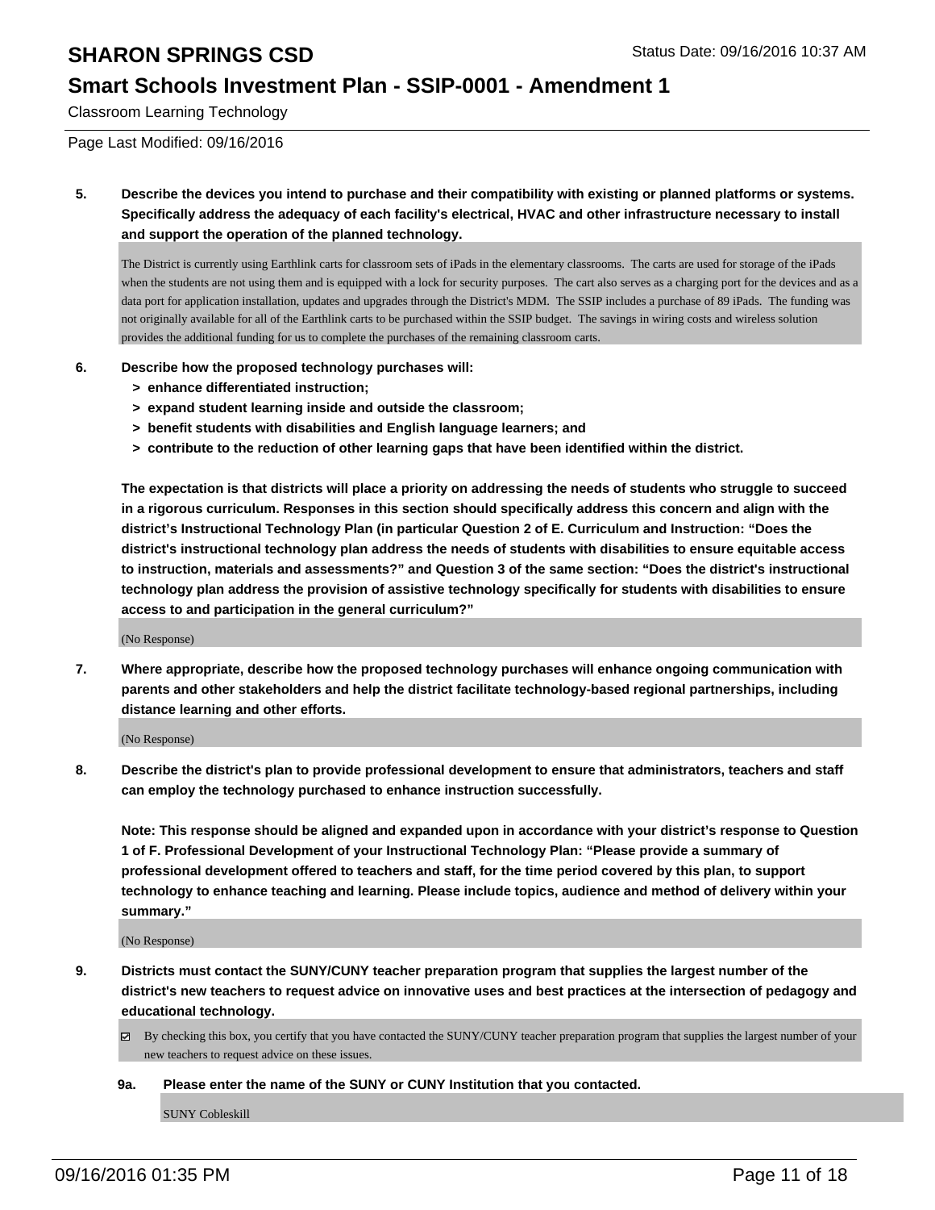Classroom Learning Technology

Page Last Modified: 09/16/2016

**5. Describe the devices you intend to purchase and their compatibility with existing or planned platforms or systems. Specifically address the adequacy of each facility's electrical, HVAC and other infrastructure necessary to install and support the operation of the planned technology.**

The District is currently using Earthlink carts for classroom sets of iPads in the elementary classrooms. The carts are used for storage of the iPads when the students are not using them and is equipped with a lock for security purposes. The cart also serves as a charging port for the devices and as a data port for application installation, updates and upgrades through the District's MDM. The SSIP includes a purchase of 89 iPads. The funding was not originally available for all of the Earthlink carts to be purchased within the SSIP budget. The savings in wiring costs and wireless solution provides the additional funding for us to complete the purchases of the remaining classroom carts.

**6. Describe how the proposed technology purchases will:**

- **> enhance differentiated instruction;**
- **> expand student learning inside and outside the classroom;**
- **> benefit students with disabilities and English language learners; and**
- **> contribute to the reduction of other learning gaps that have been identified within the district.**

**The expectation is that districts will place a priority on addressing the needs of students who struggle to succeed in a rigorous curriculum. Responses in this section should specifically address this concern and align with the district's Instructional Technology Plan (in particular Question 2 of E. Curriculum and Instruction: "Does the district's instructional technology plan address the needs of students with disabilities to ensure equitable access to instruction, materials and assessments?" and Question 3 of the same section: "Does the district's instructional technology plan address the provision of assistive technology specifically for students with disabilities to ensure access to and participation in the general curriculum?"**

(No Response)

**7. Where appropriate, describe how the proposed technology purchases will enhance ongoing communication with parents and other stakeholders and help the district facilitate technology-based regional partnerships, including distance learning and other efforts.**

(No Response)

**8. Describe the district's plan to provide professional development to ensure that administrators, teachers and staff can employ the technology purchased to enhance instruction successfully.**

**Note: This response should be aligned and expanded upon in accordance with your district's response to Question 1 of F. Professional Development of your Instructional Technology Plan: "Please provide a summary of professional development offered to teachers and staff, for the time period covered by this plan, to support technology to enhance teaching and learning. Please include topics, audience and method of delivery within your summary."**

(No Response)

**9. Districts must contact the SUNY/CUNY teacher preparation program that supplies the largest number of the district's new teachers to request advice on innovative uses and best practices at the intersection of pedagogy and educational technology.**

☑ By checking this box, you certify that you have contacted the SUNY/CUNY teacher preparation program that supplies the largest number of your new teachers to request advice on these issues.

**9a. Please enter the name of the SUNY or CUNY Institution that you contacted.**

SUNY Cobleskill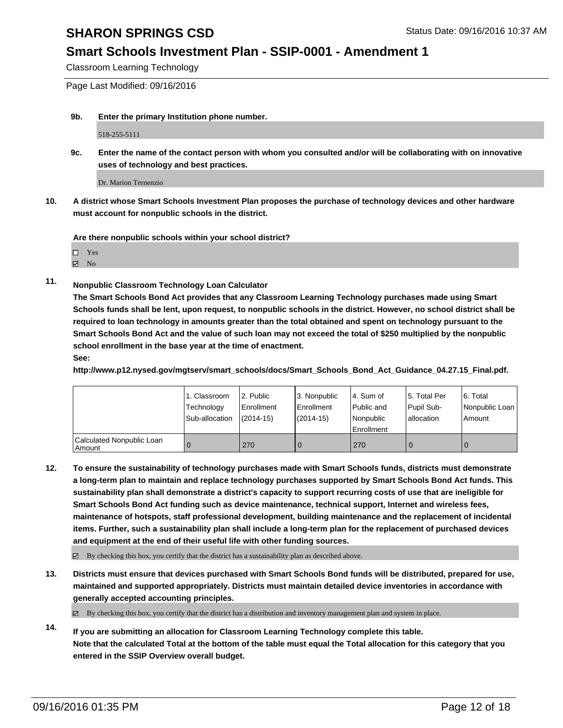**9b. Enter the primary Institution phone number.**

518-255-5111

**9c. Enter the name of the contact person with whom you consulted and/or will be collaborating with on innovative uses of technology and best practices.**

Dr. Marion Ternenzio

**10. A district whose Smart Schools Investment Plan proposes the purchase of technology devices and other hardware must account for nonpublic schools in the district.**

**Are there nonpublic schools within your school district?**

- ☐ Yes
- ☑ No

**11. Nonpublic Classroom Technology Loan Calculator**

**The Smart Schools Bond Act provides that any Classroom Learning Technology purchases made using Smart Schools funds shall be lent, upon request, to nonpublic schools in the district. However, no school district shall be required to loan technology in amounts greater than the total obtained and spent on technology pursuant to the Smart Schools Bond Act and the value of such loan may not exceed the total of $250 multiplied by the nonpublic school enrollment in the base year at the time of enactment.**

**See:**

**http://www.p12.nysed.gov/mgtserv/smart_schools/docs/Smart_Schools_Bond_Act_Guidance_04.27.15_Final.pdf.**

| | 1. Classroom Technology Sub-allocation | 2. Public Enrollment (2014-15) | 3. Nonpublic Enrollment (2014-15) | 4. Sum of Public and Nonpublic Enrollment | 5. Total Per Pupil Sub-allocation | 6. Total Nonpublic Loan Amount |
|---|---|---|---|---|---|---|
| Calculated Nonpublic Loan Amount | 0 | 270 | 0 | 270 | 0 | 0 |

**12. To ensure the sustainability of technology purchases made with Smart Schools funds, districts must demonstrate a long-term plan to maintain and replace technology purchases supported by Smart Schools Bond Act funds. This sustainability plan shall demonstrate a district's capacity to support recurring costs of use that are ineligible for Smart Schools Bond Act funding such as device maintenance, technical support, Internet and wireless fees, maintenance of hotspots, staff professional development, building maintenance and the replacement of incidental items. Further, such a sustainability plan shall include a long-term plan for the replacement of purchased devices and equipment at the end of their useful life with other funding sources.**

☑ By checking this box, you certify that the district has a sustainability plan as described above.

**13. Districts must ensure that devices purchased with Smart Schools Bond funds will be distributed, prepared for use, maintained and supported appropriately. Districts must maintain detailed device inventories in accordance with generally accepted accounting principles.**

☑ By checking this box, you certify that the district has a distribution and inventory management plan and system in place.

**14. If you are submitting an allocation for Classroom Learning Technology complete this table. Note that the calculated Total at the bottom of the table must equal the Total allocation for this category that you entered in the SSIP Overview overall budget.**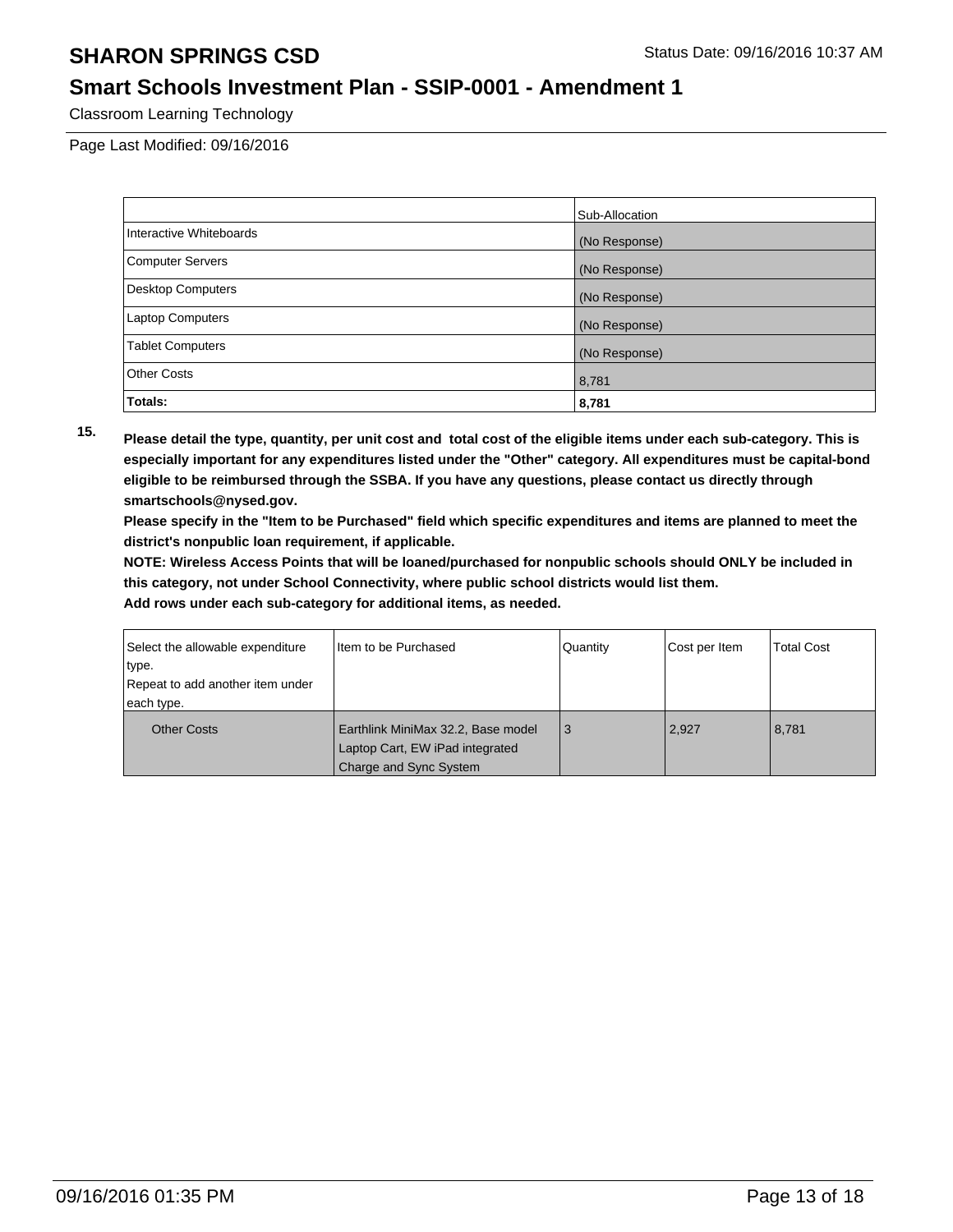Classroom Learning Technology

Page Last Modified: 09/16/2016

| | Sub-Allocation |
|---|---|
| Interactive Whiteboards | (No Response) |
| Computer Servers | (No Response) |
| Desktop Computers | (No Response) |
| Laptop Computers | (No Response) |
| Tablet Computers | (No Response) |
| Other Costs | 8,781 |
| **Totals:** | **8,781** |

**15. Please detail the type, quantity, per unit cost and total cost of the eligible items under each sub-category. This is especially important for any expenditures listed under the "Other" category. All expenditures must be capital-bond eligible to be reimbursed through the SSBA. If you have any questions, please contact us directly through smartschools@nysed.gov.**

**Please specify in the "Item to be Purchased" field which specific expenditures and items are planned to meet the district's nonpublic loan requirement, if applicable.**

**NOTE: Wireless Access Points that will be loaned/purchased for nonpublic schools should ONLY be included in this category, not under School Connectivity, where public school districts would list them.**

**Add rows under each sub-category for additional items, as needed.**

| Select the allowable expenditure type. Repeat to add another item under each type. | Item to be Purchased | Quantity | Cost per Item | Total Cost |
|---|---|---|---|---|
| Other Costs | Earthlink MiniMax 32.2, Base model Laptop Cart, EW iPad integrated Charge and Sync System | 3 | 2,927 | 8,781 |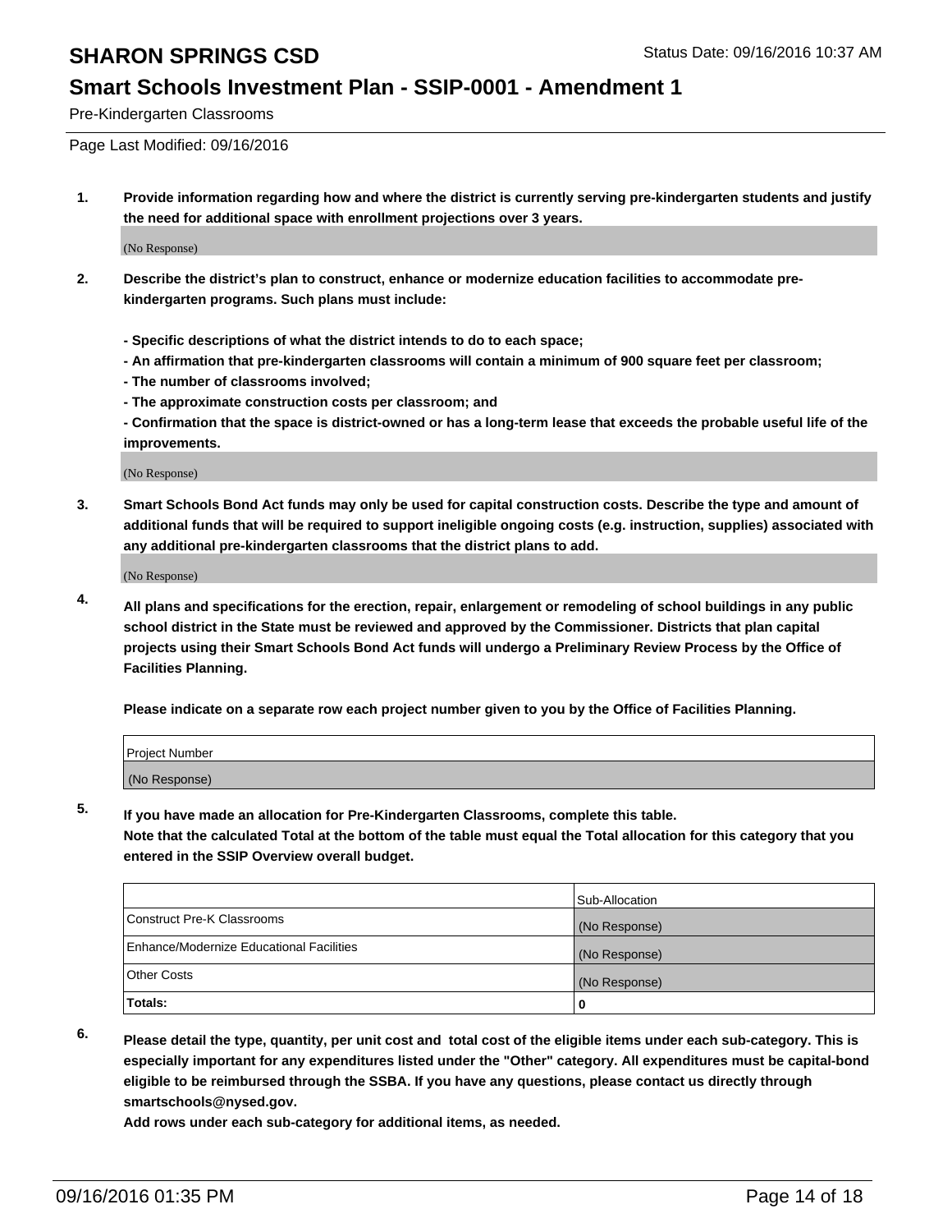Pre-Kindergarten Classrooms

Page Last Modified: 09/16/2016

**1. Provide information regarding how and where the district is currently serving pre-kindergarten students and justify the need for additional space with enrollment projections over 3 years.**

(No Response)

**2. Describe the district's plan to construct, enhance or modernize education facilities to accommodate pre-kindergarten programs. Such plans must include:**

**- Specific descriptions of what the district intends to do to each space;**
**- An affirmation that pre-kindergarten classrooms will contain a minimum of 900 square feet per classroom;**
**- The number of classrooms involved;**
**- The approximate construction costs per classroom; and**
**- Confirmation that the space is district-owned or has a long-term lease that exceeds the probable useful life of the improvements.**

(No Response)

**3. Smart Schools Bond Act funds may only be used for capital construction costs. Describe the type and amount of additional funds that will be required to support ineligible ongoing costs (e.g. instruction, supplies) associated with any additional pre-kindergarten classrooms that the district plans to add.**

(No Response)

**4. All plans and specifications for the erection, repair, enlargement or remodeling of school buildings in any public school district in the State must be reviewed and approved by the Commissioner. Districts that plan capital projects using their Smart Schools Bond Act funds will undergo a Preliminary Review Process by the Office of Facilities Planning.**

**Please indicate on a separate row each project number given to you by the Office of Facilities Planning.**

| Project Number |
|---|
| (No Response) |

**5. If you have made an allocation for Pre-Kindergarten Classrooms, complete this table.**
**Note that the calculated Total at the bottom of the table must equal the Total allocation for this category that you entered in the SSIP Overview overall budget.**

| | Sub-Allocation |
|---|---|
| Construct Pre-K Classrooms | (No Response) |
| Enhance/Modernize Educational Facilities | (No Response) |
| Other Costs | (No Response) |
| **Totals:** | **0** |

**6. Please detail the type, quantity, per unit cost and total cost of the eligible items under each sub-category. This is especially important for any expenditures listed under the "Other" category. All expenditures must be capital-bond eligible to be reimbursed through the SSBA. If you have any questions, please contact us directly through smartschools@nysed.gov.**
**Add rows under each sub-category for additional items, as needed.**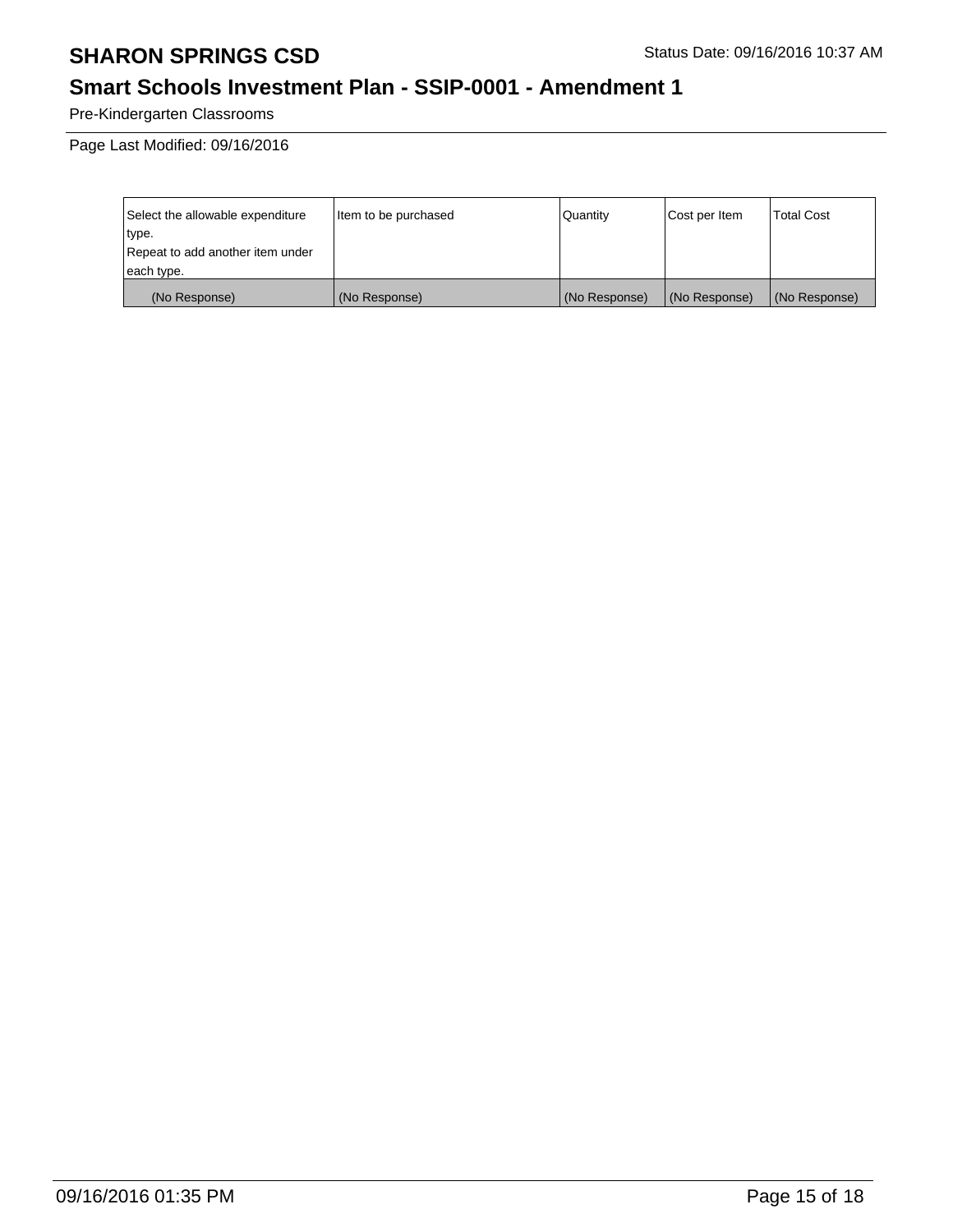Pre-Kindergarten Classrooms

Page Last Modified: 09/16/2016

| Select the allowable expenditure type.<br>Repeat to add another item under each type. | Item to be purchased | Quantity | Cost per Item | Total Cost |
| --- | --- | --- | --- | --- |
| (No Response) | (No Response) | (No Response) | (No Response) | (No Response) |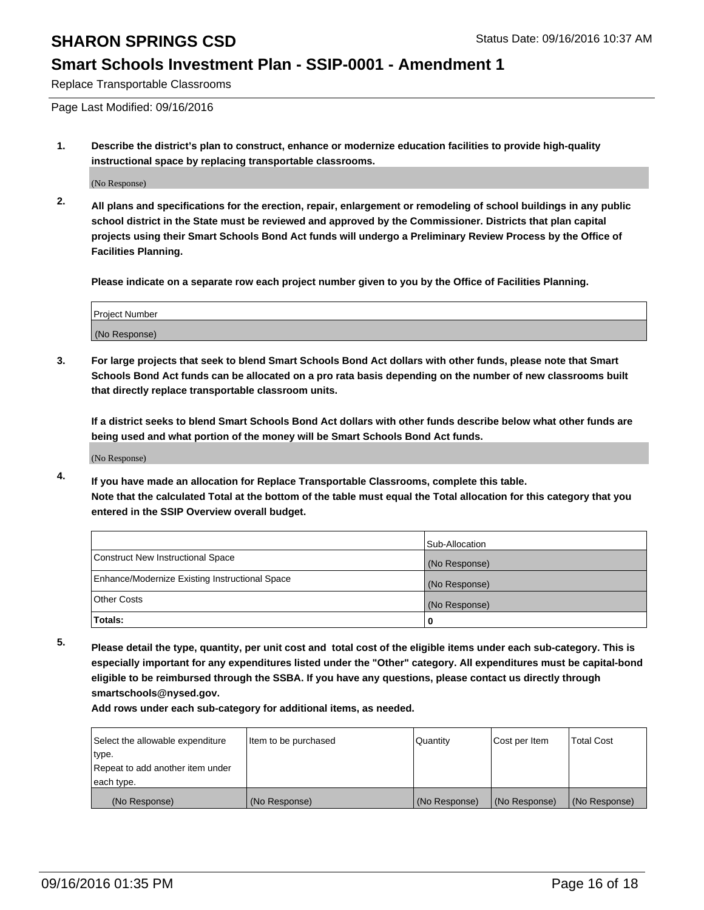Replace Transportable Classrooms

Page Last Modified: 09/16/2016

**1. Describe the district's plan to construct, enhance or modernize education facilities to provide high-quality instructional space by replacing transportable classrooms.**

(No Response)

**2. All plans and specifications for the erection, repair, enlargement or remodeling of school buildings in any public school district in the State must be reviewed and approved by the Commissioner. Districts that plan capital projects using their Smart Schools Bond Act funds will undergo a Preliminary Review Process by the Office of Facilities Planning.**

**Please indicate on a separate row each project number given to you by the Office of Facilities Planning.**

| Project Number |
|---|
| (No Response) |

**3. For large projects that seek to blend Smart Schools Bond Act dollars with other funds, please note that Smart Schools Bond Act funds can be allocated on a pro rata basis depending on the number of new classrooms built that directly replace transportable classroom units.**

**If a district seeks to blend Smart Schools Bond Act dollars with other funds describe below what other funds are being used and what portion of the money will be Smart Schools Bond Act funds.**

(No Response)

**4. If you have made an allocation for Replace Transportable Classrooms, complete this table. Note that the calculated Total at the bottom of the table must equal the Total allocation for this category that you entered in the SSIP Overview overall budget.**

| | Sub-Allocation |
|---|---|
| Construct New Instructional Space | (No Response) |
| Enhance/Modernize Existing Instructional Space | (No Response) |
| Other Costs | (No Response) |
| **Totals:** | **0** |

**5. Please detail the type, quantity, per unit cost and total cost of the eligible items under each sub-category. This is especially important for any expenditures listed under the "Other" category. All expenditures must be capital-bond eligible to be reimbursed through the SSBA. If you have any questions, please contact us directly through smartschools@nysed.gov.**

**Add rows under each sub-category for additional items, as needed.**

| Select the allowable expenditure type. Repeat to add another item under each type. | Item to be purchased | Quantity | Cost per Item | Total Cost |
|---|---|---|---|---|
| (No Response) | (No Response) | (No Response) | (No Response) | (No Response) |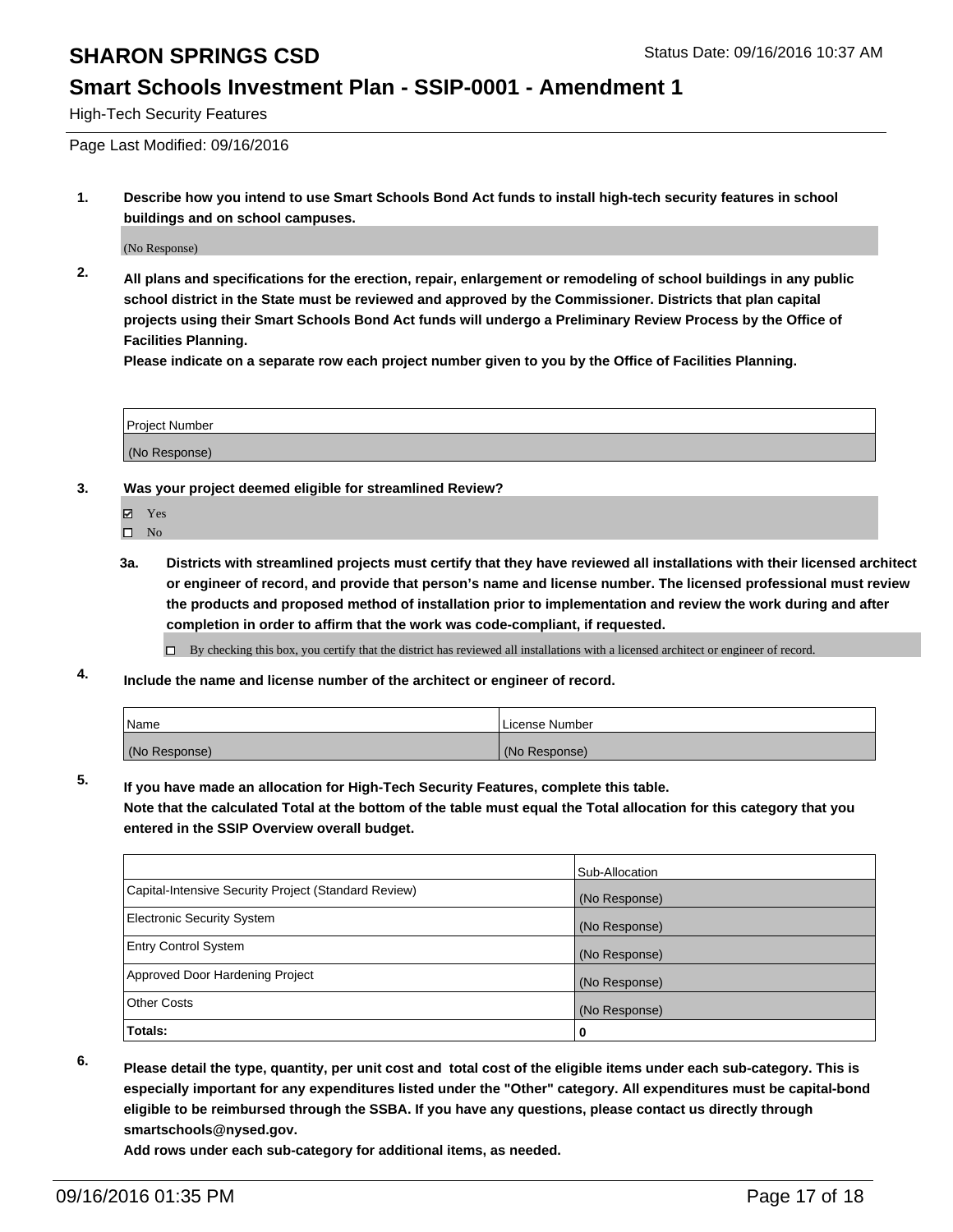## High-Tech Security Features

Page Last Modified: 09/16/2016

**1. Describe how you intend to use Smart Schools Bond Act funds to install high-tech security features in school buildings and on school campuses.**

(No Response)

**2. All plans and specifications for the erection, repair, enlargement or remodeling of school buildings in any public school district in the State must be reviewed and approved by the Commissioner. Districts that plan capital projects using their Smart Schools Bond Act funds will undergo a Preliminary Review Process by the Office of Facilities Planning.**
**Please indicate on a separate row each project number given to you by the Office of Facilities Planning.**

| Project Number |
|---|
| (No Response) |

**3. Was your project deemed eligible for streamlined Review?**

- ☑ Yes
- ☐ No

**3a. Districts with streamlined projects must certify that they have reviewed all installations with their licensed architect or engineer of record, and provide that person's name and license number. The licensed professional must review the products and proposed method of installation prior to implementation and review the work during and after completion in order to affirm that the work was code-compliant, if requested.**

- ☐ By checking this box, you certify that the district has reviewed all installations with a licensed architect or engineer of record.

**4. Include the name and license number of the architect or engineer of record.**

| Name | License Number |
|---|---|
| (No Response) | (No Response) |

**5. If you have made an allocation for High-Tech Security Features, complete this table.**
**Note that the calculated Total at the bottom of the table must equal the Total allocation for this category that you entered in the SSIP Overview overall budget.**

| | Sub-Allocation |
|---|---|
| Capital-Intensive Security Project (Standard Review) | (No Response) |
| Electronic Security System | (No Response) |
| Entry Control System | (No Response) |
| Approved Door Hardening Project | (No Response) |
| Other Costs | (No Response) |
| **Totals:** | **0** |

**6. Please detail the type, quantity, per unit cost and total cost of the eligible items under each sub-category. This is especially important for any expenditures listed under the "Other" category. All expenditures must be capital-bond eligible to be reimbursed through the SSBA. If you have any questions, please contact us directly through smartschools@nysed.gov.**
**Add rows under each sub-category for additional items, as needed.**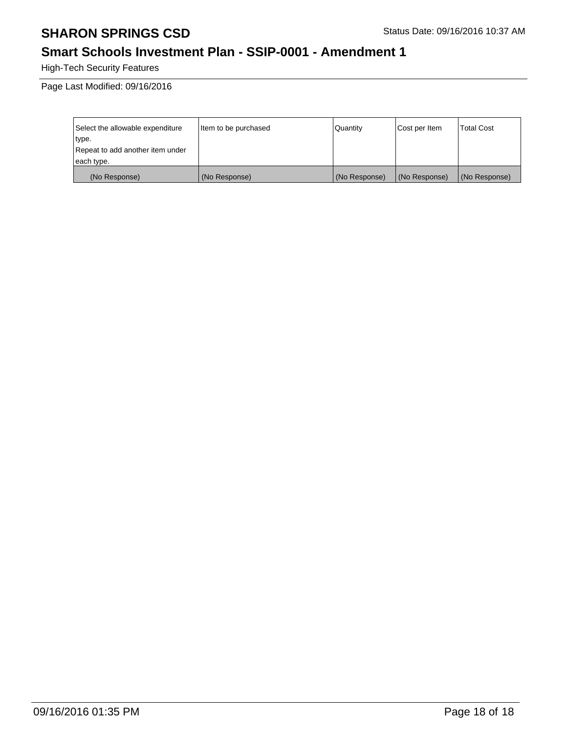High-Tech Security Features

Page Last Modified: 09/16/2016

| Select the allowable expenditure type. Repeat to add another item under each type. | Item to be purchased | Quantity | Cost per Item | Total Cost |
|---|---|---|---|---|
| (No Response) | (No Response) | (No Response) | (No Response) | (No Response) |